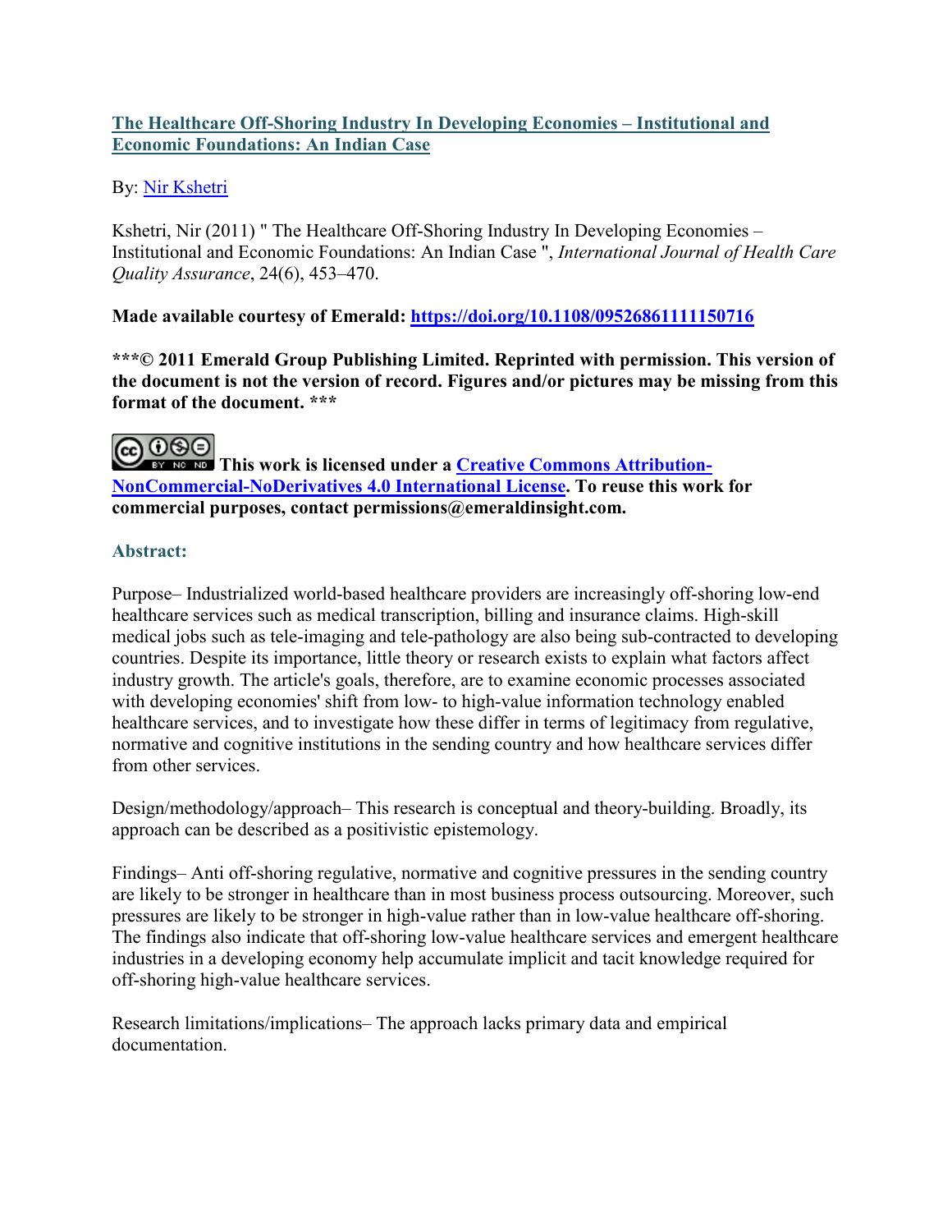# [The Healthcare Off-Shoring Industry In Developing Economies – Institutional and Economic Foundations: An Indian Case]

By: [Nir Kshetri]

Kshetri, Nir (2011) " The Healthcare Off-Shoring Industry In Developing Economies – Institutional and Economic Foundations: An Indian Case ", *International Journal of Health Care Quality Assurance*, 24(6), 453–470.

**Made available courtesy of Emerald: https://doi.org/10.1108/09526861111150716**

**\*\*\*© 2011 Emerald Group Publishing Limited. Reprinted with permission. This version of the document is not the version of record. Figures and/or pictures may be missing from this format of the document. \*\*\***

**This work is licensed under a [Creative Commons Attribution-NonCommercial-NoDerivatives 4.0 International License]. To reuse this work for commercial purposes, contact permissions@emeraldinsight.com.**

## Abstract:

Purpose– Industrialized world-based healthcare providers are increasingly off-shoring low-end healthcare services such as medical transcription, billing and insurance claims. High-skill medical jobs such as tele-imaging and tele-pathology are also being sub-contracted to developing countries. Despite its importance, little theory or research exists to explain what factors affect industry growth. The article's goals, therefore, are to examine economic processes associated with developing economies' shift from low- to high-value information technology enabled healthcare services, and to investigate how these differ in terms of legitimacy from regulative, normative and cognitive institutions in the sending country and how healthcare services differ from other services.

Design/methodology/approach– This research is conceptual and theory-building. Broadly, its approach can be described as a positivistic epistemology.

Findings– Anti off-shoring regulative, normative and cognitive pressures in the sending country are likely to be stronger in healthcare than in most business process outsourcing. Moreover, such pressures are likely to be stronger in high-value rather than in low-value healthcare off-shoring. The findings also indicate that off-shoring low-value healthcare services and emergent healthcare industries in a developing economy help accumulate implicit and tacit knowledge required for off-shoring high-value healthcare services.

Research limitations/implications– The approach lacks primary data and empirical documentation.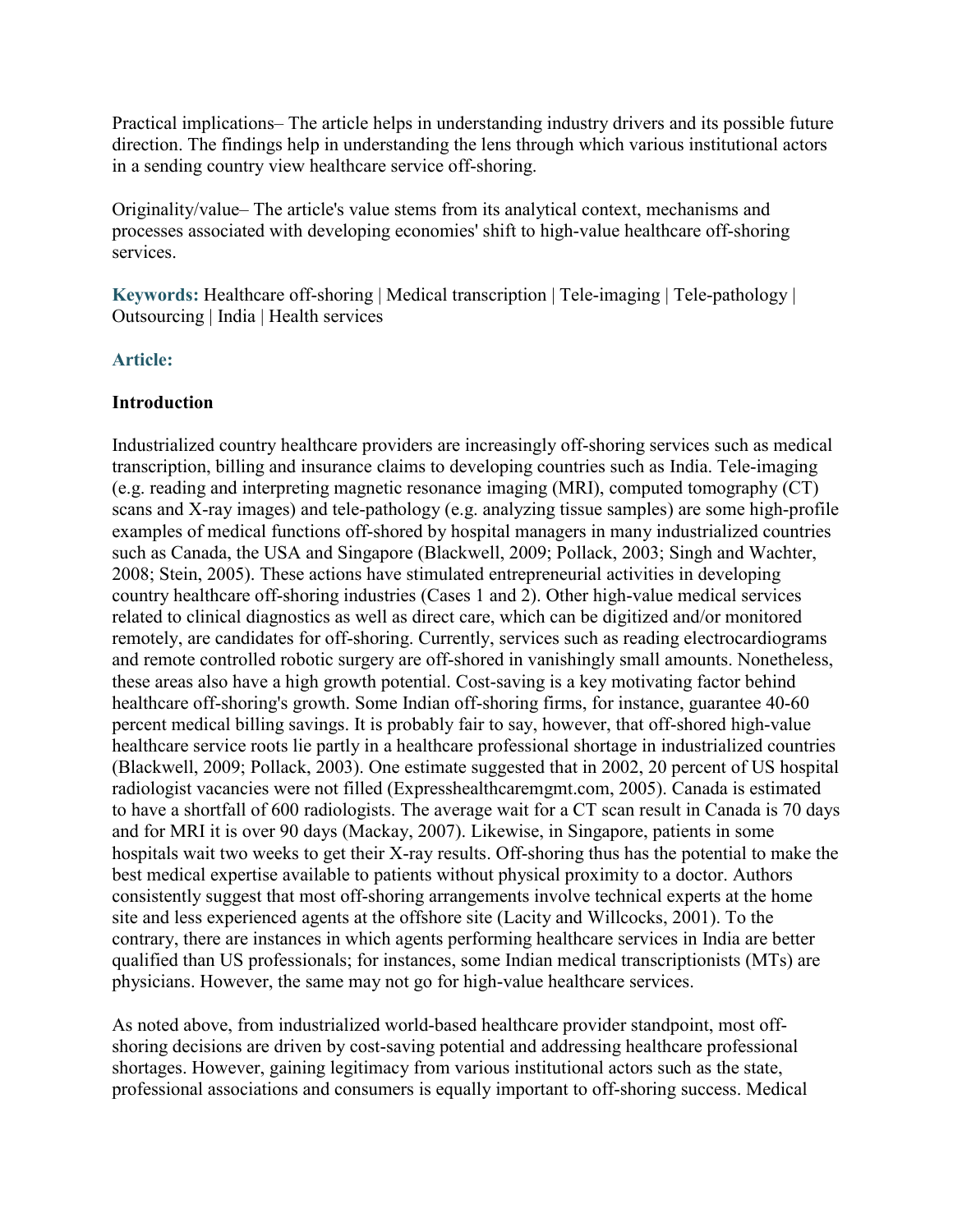Practical implications– The article helps in understanding industry drivers and its possible future direction. The findings help in understanding the lens through which various institutional actors in a sending country view healthcare service off-shoring.

Originality/value– The article's value stems from its analytical context, mechanisms and processes associated with developing economies' shift to high-value healthcare off-shoring services.

**Keywords:** Healthcare off-shoring | Medical transcription | Tele-imaging | Tele-pathology | Outsourcing | India | Health services

**Article:**

### Introduction

Industrialized country healthcare providers are increasingly off-shoring services such as medical transcription, billing and insurance claims to developing countries such as India. Tele-imaging (e.g. reading and interpreting magnetic resonance imaging (MRI), computed tomography (CT) scans and X-ray images) and tele-pathology (e.g. analyzing tissue samples) are some high-profile examples of medical functions off-shored by hospital managers in many industrialized countries such as Canada, the USA and Singapore (Blackwell, 2009; Pollack, 2003; Singh and Wachter, 2008; Stein, 2005). These actions have stimulated entrepreneurial activities in developing country healthcare off-shoring industries (Cases 1 and 2). Other high-value medical services related to clinical diagnostics as well as direct care, which can be digitized and/or monitored remotely, are candidates for off-shoring. Currently, services such as reading electrocardiograms and remote controlled robotic surgery are off-shored in vanishingly small amounts. Nonetheless, these areas also have a high growth potential. Cost-saving is a key motivating factor behind healthcare off-shoring's growth. Some Indian off-shoring firms, for instance, guarantee 40-60 percent medical billing savings. It is probably fair to say, however, that off-shored high-value healthcare service roots lie partly in a healthcare professional shortage in industrialized countries (Blackwell, 2009; Pollack, 2003). One estimate suggested that in 2002, 20 percent of US hospital radiologist vacancies were not filled (Expresshealthcaremgmt.com, 2005). Canada is estimated to have a shortfall of 600 radiologists. The average wait for a CT scan result in Canada is 70 days and for MRI it is over 90 days (Mackay, 2007). Likewise, in Singapore, patients in some hospitals wait two weeks to get their X-ray results. Off-shoring thus has the potential to make the best medical expertise available to patients without physical proximity to a doctor. Authors consistently suggest that most off-shoring arrangements involve technical experts at the home site and less experienced agents at the offshore site (Lacity and Willcocks, 2001). To the contrary, there are instances in which agents performing healthcare services in India are better qualified than US professionals; for instances, some Indian medical transcriptionists (MTs) are physicians. However, the same may not go for high-value healthcare services.

As noted above, from industrialized world-based healthcare provider standpoint, most off-shoring decisions are driven by cost-saving potential and addressing healthcare professional shortages. However, gaining legitimacy from various institutional actors such as the state, professional associations and consumers is equally important to off-shoring success. Medical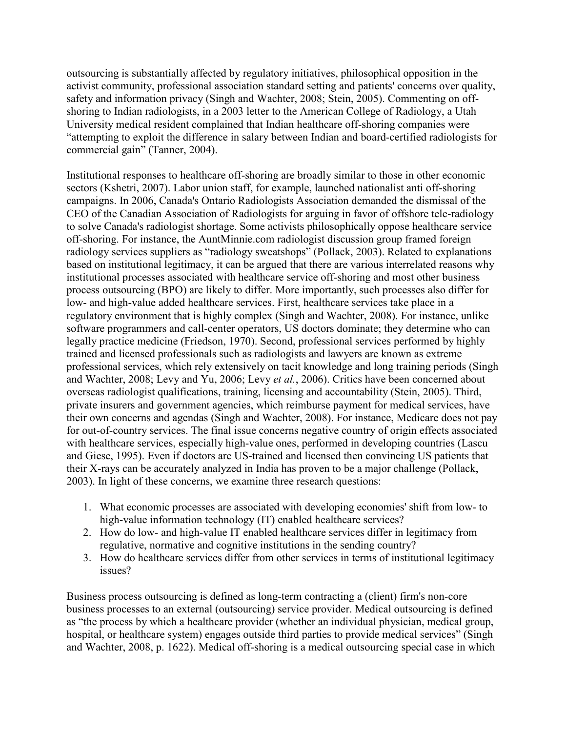outsourcing is substantially affected by regulatory initiatives, philosophical opposition in the activist community, professional association standard setting and patients' concerns over quality, safety and information privacy (Singh and Wachter, 2008; Stein, 2005). Commenting on off-shoring to Indian radiologists, in a 2003 letter to the American College of Radiology, a Utah University medical resident complained that Indian healthcare off-shoring companies were "attempting to exploit the difference in salary between Indian and board-certified radiologists for commercial gain" (Tanner, 2004).

Institutional responses to healthcare off-shoring are broadly similar to those in other economic sectors (Kshetri, 2007). Labor union staff, for example, launched nationalist anti off-shoring campaigns. In 2006, Canada's Ontario Radiologists Association demanded the dismissal of the CEO of the Canadian Association of Radiologists for arguing in favor of offshore tele-radiology to solve Canada's radiologist shortage. Some activists philosophically oppose healthcare service off-shoring. For instance, the AuntMinnie.com radiologist discussion group framed foreign radiology services suppliers as "radiology sweatshops" (Pollack, 2003). Related to explanations based on institutional legitimacy, it can be argued that there are various interrelated reasons why institutional processes associated with healthcare service off-shoring and most other business process outsourcing (BPO) are likely to differ. More importantly, such processes also differ for low- and high-value added healthcare services. First, healthcare services take place in a regulatory environment that is highly complex (Singh and Wachter, 2008). For instance, unlike software programmers and call-center operators, US doctors dominate; they determine who can legally practice medicine (Friedson, 1970). Second, professional services performed by highly trained and licensed professionals such as radiologists and lawyers are known as extreme professional services, which rely extensively on tacit knowledge and long training periods (Singh and Wachter, 2008; Levy and Yu, 2006; Levy *et al.*, 2006). Critics have been concerned about overseas radiologist qualifications, training, licensing and accountability (Stein, 2005). Third, private insurers and government agencies, which reimburse payment for medical services, have their own concerns and agendas (Singh and Wachter, 2008). For instance, Medicare does not pay for out-of-country services. The final issue concerns negative country of origin effects associated with healthcare services, especially high-value ones, performed in developing countries (Lascu and Giese, 1995). Even if doctors are US-trained and licensed then convincing US patients that their X-rays can be accurately analyzed in India has proven to be a major challenge (Pollack, 2003). In light of these concerns, we examine three research questions:

1. What economic processes are associated with developing economies' shift from low- to high-value information technology (IT) enabled healthcare services?
2. How do low- and high-value IT enabled healthcare services differ in legitimacy from regulative, normative and cognitive institutions in the sending country?
3. How do healthcare services differ from other services in terms of institutional legitimacy issues?

Business process outsourcing is defined as long-term contracting a (client) firm's non-core business processes to an external (outsourcing) service provider. Medical outsourcing is defined as "the process by which a healthcare provider (whether an individual physician, medical group, hospital, or healthcare system) engages outside third parties to provide medical services" (Singh and Wachter, 2008, p. 1622). Medical off-shoring is a medical outsourcing special case in which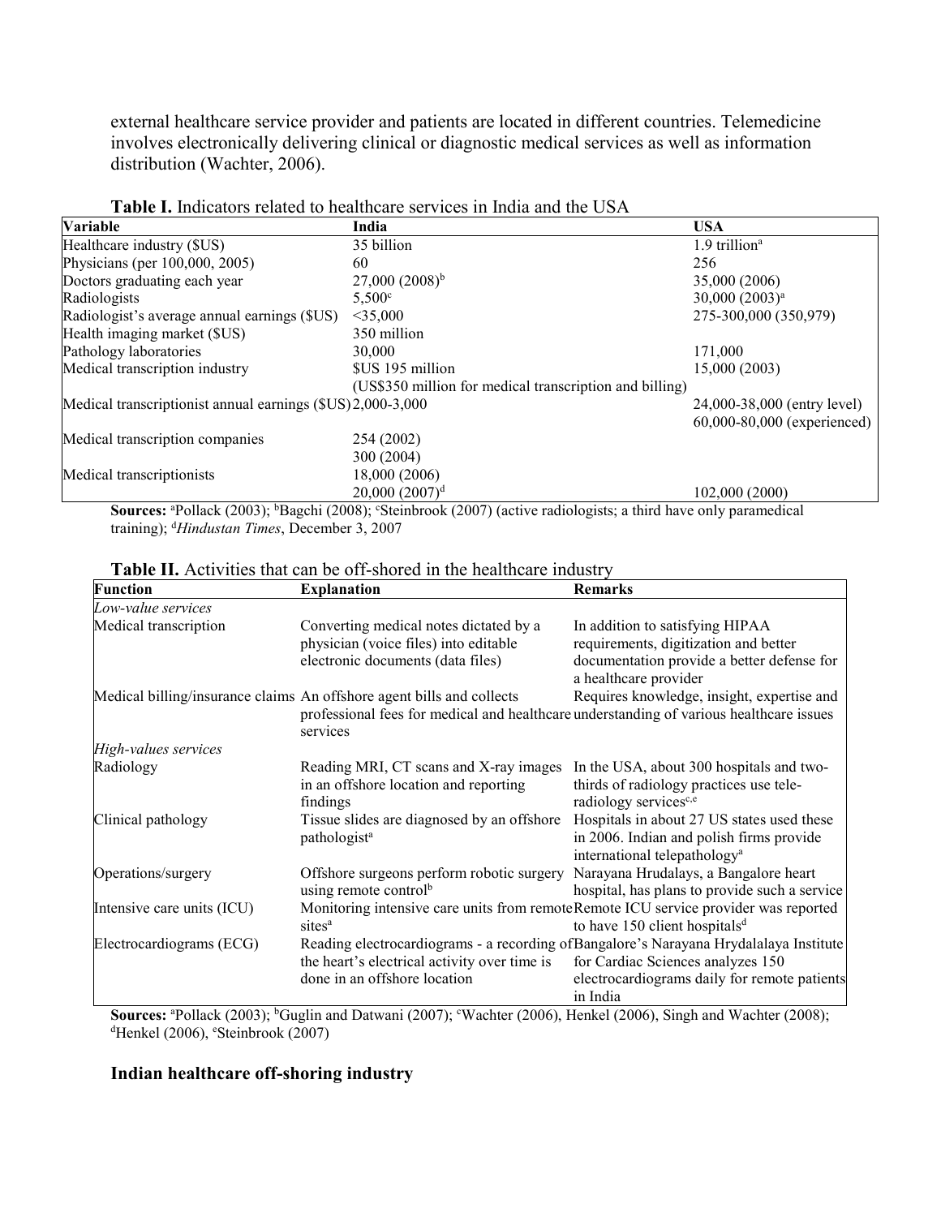external healthcare service provider and patients are located in different countries. Telemedicine involves electronically delivering clinical or diagnostic medical services as well as information distribution (Wachter, 2006).

**Table I.** Indicators related to healthcare services in India and the USA

| Variable | India | USA |
|---|---|---|
| Healthcare industry ($US) | 35 billion | 1.9 trillion[a] |
| Physicians (per 100,000, 2005) | 60 | 256 |
| Doctors graduating each year | 27,000 (2008)[b] | 35,000 (2006) |
| Radiologists | 5,500[c] | 30,000 (2003)[a] |
| Radiologist's average annual earnings ($US) | <35,000 | 275-300,000 (350,979) |
| Health imaging market ($US) | 350 million | |
| Pathology laboratories | 30,000 | 171,000 |
| Medical transcription industry | $US 195 million (US$350 million for medical transcription and billing) | 15,000 (2003) |
| Medical transcriptionist annual earnings ($US) | 2,000-3,000 | 24,000-38,000 (entry level) 60,000-80,000 (experienced) |
| Medical transcription companies | 254 (2002) 300 (2004) | |
| Medical transcriptionists | 18,000 (2006) 20,000 (2007)[d] | 102,000 (2000) |

**Sources:** [a]Pollack (2003); [b]Bagchi (2008); [c]Steinbrook (2007) (active radiologists; a third have only paramedical training); [d]*Hindustan Times*, December 3, 2007

**Table II.** Activities that can be off-shored in the healthcare industry

| Function | Explanation | Remarks |
|---|---|---|
| *Low-value services* | | |
| Medical transcription | Converting medical notes dictated by a physician (voice files) into editable electronic documents (data files) | In addition to satisfying HIPAA requirements, digitization and better documentation provide a better defense for a healthcare provider |
| Medical billing/insurance claims | An offshore agent bills and collects professional fees for medical and healthcare services | Requires knowledge, insight, expertise and understanding of various healthcare issues |
| *High-values services* | | |
| Radiology | Reading MRI, CT scans and X-ray images in an offshore location and reporting findings | In the USA, about 300 hospitals and two-thirds of radiology practices use tele-radiology services[c,e] |
| Clinical pathology | Tissue slides are diagnosed by an offshore pathologist[a] | Hospitals in about 27 US states used these in 2006. Indian and polish firms provide international telepathology[a] |
| Operations/surgery | Offshore surgeons perform robotic surgery using remote control[b] | Narayana Hrudalays, a Bangalore heart hospital, has plans to provide such a service |
| Intensive care units (ICU) | Monitoring intensive care units from remote sites[a] | Remote ICU service provider was reported to have 150 client hospitals[d] |
| Electrocardiograms (ECG) | Reading electrocardiograms - a recording of the heart's electrical activity over time is done in an offshore location | Bangalore's Narayana Hrydalalaya Institute for Cardiac Sciences analyzes 150 electrocardiograms daily for remote patients in India |

**Sources:** [a]Pollack (2003); [b]Guglin and Datwani (2007); [c]Wachter (2006), Henkel (2006), Singh and Wachter (2008); [d]Henkel (2006), [e]Steinbrook (2007)

### Indian healthcare off-shoring industry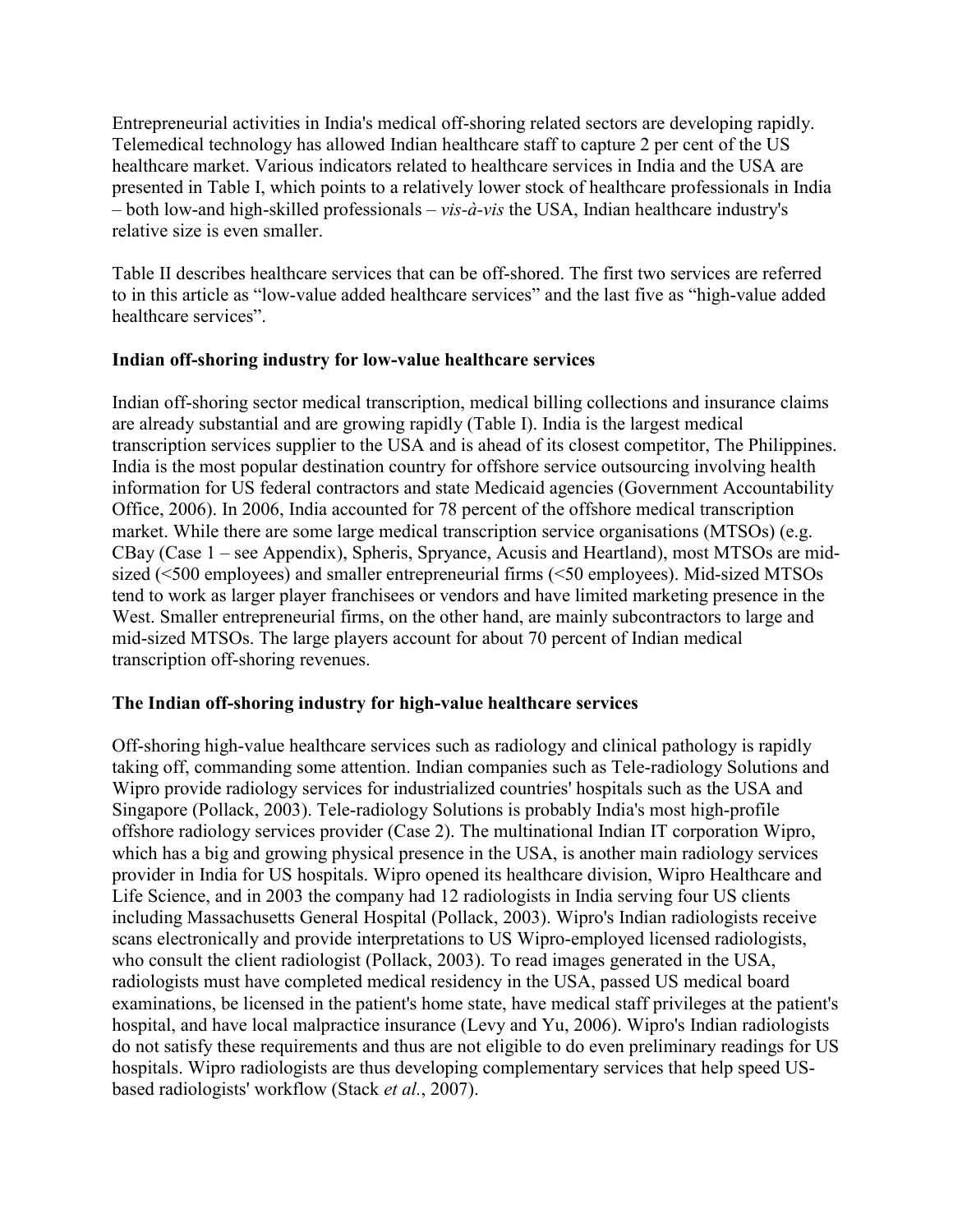Entrepreneurial activities in India's medical off-shoring related sectors are developing rapidly. Telemedical technology has allowed Indian healthcare staff to capture 2 per cent of the US healthcare market. Various indicators related to healthcare services in India and the USA are presented in Table I, which points to a relatively lower stock of healthcare professionals in India – both low-and high-skilled professionals – *vis-à-vis* the USA, Indian healthcare industry's relative size is even smaller.

Table II describes healthcare services that can be off-shored. The first two services are referred to in this article as "low-value added healthcare services" and the last five as "high-value added healthcare services".

### Indian off-shoring industry for low-value healthcare services

Indian off-shoring sector medical transcription, medical billing collections and insurance claims are already substantial and are growing rapidly (Table I). India is the largest medical transcription services supplier to the USA and is ahead of its closest competitor, The Philippines. India is the most popular destination country for offshore service outsourcing involving health information for US federal contractors and state Medicaid agencies (Government Accountability Office, 2006). In 2006, India accounted for 78 percent of the offshore medical transcription market. While there are some large medical transcription service organisations (MTSOs) (e.g. CBay (Case 1 – see Appendix), Spheris, Spryance, Acusis and Heartland), most MTSOs are mid-sized (<500 employees) and smaller entrepreneurial firms (<50 employees). Mid-sized MTSOs tend to work as larger player franchisees or vendors and have limited marketing presence in the West. Smaller entrepreneurial firms, on the other hand, are mainly subcontractors to large and mid-sized MTSOs. The large players account for about 70 percent of Indian medical transcription off-shoring revenues.

### The Indian off-shoring industry for high-value healthcare services

Off-shoring high-value healthcare services such as radiology and clinical pathology is rapidly taking off, commanding some attention. Indian companies such as Tele-radiology Solutions and Wipro provide radiology services for industrialized countries' hospitals such as the USA and Singapore (Pollack, 2003). Tele-radiology Solutions is probably India's most high-profile offshore radiology services provider (Case 2). The multinational Indian IT corporation Wipro, which has a big and growing physical presence in the USA, is another main radiology services provider in India for US hospitals. Wipro opened its healthcare division, Wipro Healthcare and Life Science, and in 2003 the company had 12 radiologists in India serving four US clients including Massachusetts General Hospital (Pollack, 2003). Wipro's Indian radiologists receive scans electronically and provide interpretations to US Wipro-employed licensed radiologists, who consult the client radiologist (Pollack, 2003). To read images generated in the USA, radiologists must have completed medical residency in the USA, passed US medical board examinations, be licensed in the patient's home state, have medical staff privileges at the patient's hospital, and have local malpractice insurance (Levy and Yu, 2006). Wipro's Indian radiologists do not satisfy these requirements and thus are not eligible to do even preliminary readings for US hospitals. Wipro radiologists are thus developing complementary services that help speed US-based radiologists' workflow (Stack *et al.*, 2007).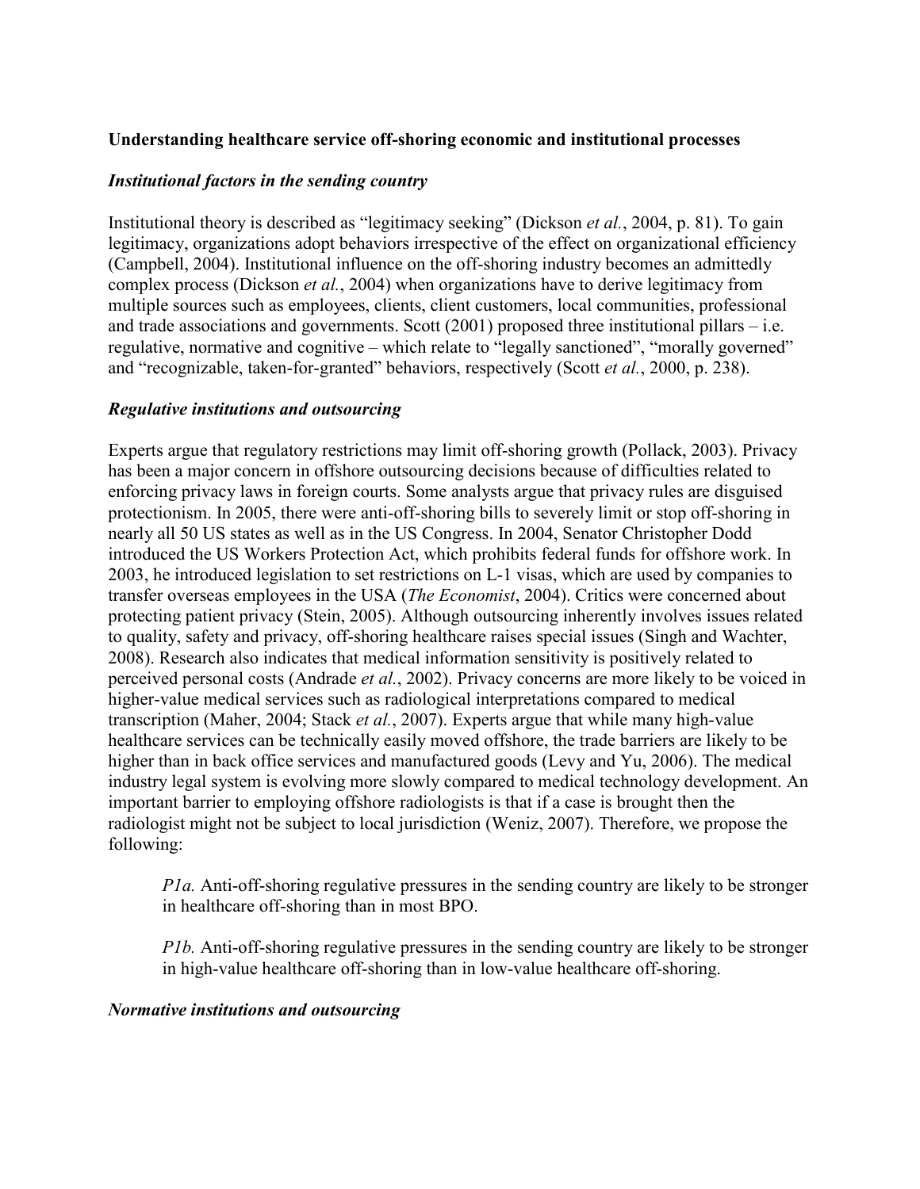**Understanding healthcare service off-shoring economic and institutional processes**

### *Institutional factors in the sending country*

Institutional theory is described as "legitimacy seeking" (Dickson *et al.*, 2004, p. 81). To gain legitimacy, organizations adopt behaviors irrespective of the effect on organizational efficiency (Campbell, 2004). Institutional influence on the off-shoring industry becomes an admittedly complex process (Dickson *et al.*, 2004) when organizations have to derive legitimacy from multiple sources such as employees, clients, client customers, local communities, professional and trade associations and governments. Scott (2001) proposed three institutional pillars – i.e. regulative, normative and cognitive – which relate to "legally sanctioned", "morally governed" and "recognizable, taken-for-granted" behaviors, respectively (Scott *et al.*, 2000, p. 238).

### *Regulative institutions and outsourcing*

Experts argue that regulatory restrictions may limit off-shoring growth (Pollack, 2003). Privacy has been a major concern in offshore outsourcing decisions because of difficulties related to enforcing privacy laws in foreign courts. Some analysts argue that privacy rules are disguised protectionism. In 2005, there were anti-off-shoring bills to severely limit or stop off-shoring in nearly all 50 US states as well as in the US Congress. In 2004, Senator Christopher Dodd introduced the US Workers Protection Act, which prohibits federal funds for offshore work. In 2003, he introduced legislation to set restrictions on L-1 visas, which are used by companies to transfer overseas employees in the USA (*The Economist*, 2004). Critics were concerned about protecting patient privacy (Stein, 2005). Although outsourcing inherently involves issues related to quality, safety and privacy, off-shoring healthcare raises special issues (Singh and Wachter, 2008). Research also indicates that medical information sensitivity is positively related to perceived personal costs (Andrade *et al.*, 2002). Privacy concerns are more likely to be voiced in higher-value medical services such as radiological interpretations compared to medical transcription (Maher, 2004; Stack *et al.*, 2007). Experts argue that while many high-value healthcare services can be technically easily moved offshore, the trade barriers are likely to be higher than in back office services and manufactured goods (Levy and Yu, 2006). The medical industry legal system is evolving more slowly compared to medical technology development. An important barrier to employing offshore radiologists is that if a case is brought then the radiologist might not be subject to local jurisdiction (Weniz, 2007). Therefore, we propose the following:

> *P1a.* Anti-off-shoring regulative pressures in the sending country are likely to be stronger in healthcare off-shoring than in most BPO.

> *P1b.* Anti-off-shoring regulative pressures in the sending country are likely to be stronger in high-value healthcare off-shoring than in low-value healthcare off-shoring.

### *Normative institutions and outsourcing*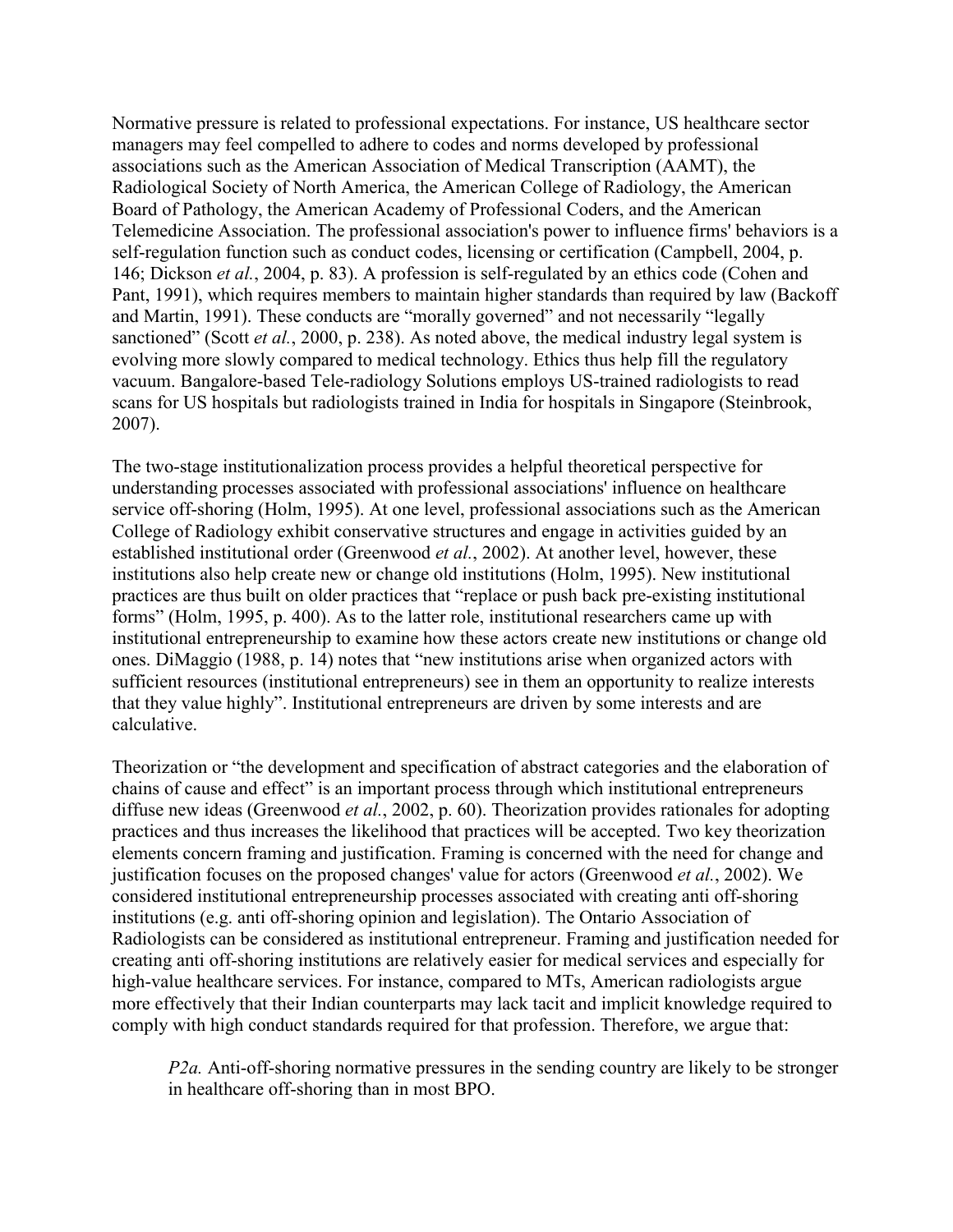Normative pressure is related to professional expectations. For instance, US healthcare sector managers may feel compelled to adhere to codes and norms developed by professional associations such as the American Association of Medical Transcription (AAMT), the Radiological Society of North America, the American College of Radiology, the American Board of Pathology, the American Academy of Professional Coders, and the American Telemedicine Association. The professional association's power to influence firms' behaviors is a self-regulation function such as conduct codes, licensing or certification (Campbell, 2004, p. 146; Dickson *et al.*, 2004, p. 83). A profession is self-regulated by an ethics code (Cohen and Pant, 1991), which requires members to maintain higher standards than required by law (Backoff and Martin, 1991). These conducts are "morally governed" and not necessarily "legally sanctioned" (Scott *et al.*, 2000, p. 238). As noted above, the medical industry legal system is evolving more slowly compared to medical technology. Ethics thus help fill the regulatory vacuum. Bangalore-based Tele-radiology Solutions employs US-trained radiologists to read scans for US hospitals but radiologists trained in India for hospitals in Singapore (Steinbrook, 2007).

The two-stage institutionalization process provides a helpful theoretical perspective for understanding processes associated with professional associations' influence on healthcare service off-shoring (Holm, 1995). At one level, professional associations such as the American College of Radiology exhibit conservative structures and engage in activities guided by an established institutional order (Greenwood *et al.*, 2002). At another level, however, these institutions also help create new or change old institutions (Holm, 1995). New institutional practices are thus built on older practices that "replace or push back pre-existing institutional forms" (Holm, 1995, p. 400). As to the latter role, institutional researchers came up with institutional entrepreneurship to examine how these actors create new institutions or change old ones. DiMaggio (1988, p. 14) notes that "new institutions arise when organized actors with sufficient resources (institutional entrepreneurs) see in them an opportunity to realize interests that they value highly". Institutional entrepreneurs are driven by some interests and are calculative.

Theorization or "the development and specification of abstract categories and the elaboration of chains of cause and effect" is an important process through which institutional entrepreneurs diffuse new ideas (Greenwood *et al.*, 2002, p. 60). Theorization provides rationales for adopting practices and thus increases the likelihood that practices will be accepted. Two key theorization elements concern framing and justification. Framing is concerned with the need for change and justification focuses on the proposed changes' value for actors (Greenwood *et al.*, 2002). We considered institutional entrepreneurship processes associated with creating anti off-shoring institutions (e.g. anti off-shoring opinion and legislation). The Ontario Association of Radiologists can be considered as institutional entrepreneur. Framing and justification needed for creating anti off-shoring institutions are relatively easier for medical services and especially for high-value healthcare services. For instance, compared to MTs, American radiologists argue more effectively that their Indian counterparts may lack tacit and implicit knowledge required to comply with high conduct standards required for that profession. Therefore, we argue that:

> *P2a.* Anti-off-shoring normative pressures in the sending country are likely to be stronger in healthcare off-shoring than in most BPO.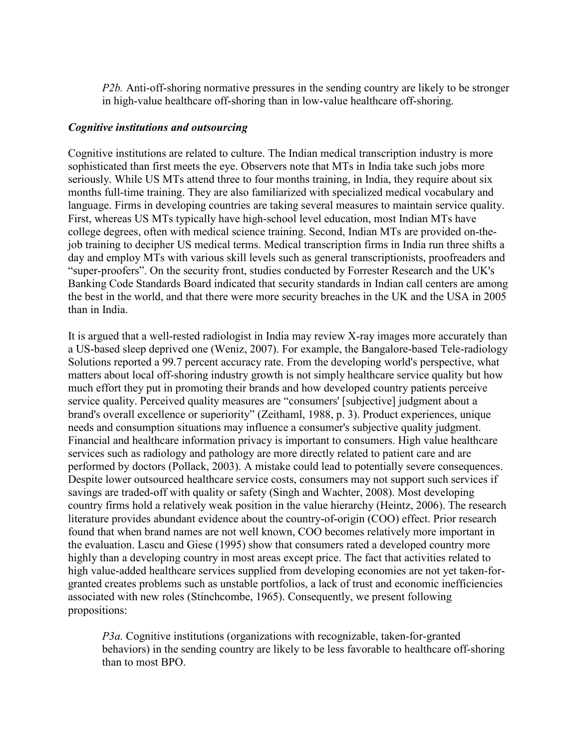*P2b.* Anti-off-shoring normative pressures in the sending country are likely to be stronger in high-value healthcare off-shoring than in low-value healthcare off-shoring.

### *Cognitive institutions and outsourcing*

Cognitive institutions are related to culture. The Indian medical transcription industry is more sophisticated than first meets the eye. Observers note that MTs in India take such jobs more seriously. While US MTs attend three to four months training, in India, they require about six months full-time training. They are also familiarized with specialized medical vocabulary and language. Firms in developing countries are taking several measures to maintain service quality. First, whereas US MTs typically have high-school level education, most Indian MTs have college degrees, often with medical science training. Second, Indian MTs are provided on-the-job training to decipher US medical terms. Medical transcription firms in India run three shifts a day and employ MTs with various skill levels such as general transcriptionists, proofreaders and "super-proofers". On the security front, studies conducted by Forrester Research and the UK's Banking Code Standards Board indicated that security standards in Indian call centers are among the best in the world, and that there were more security breaches in the UK and the USA in 2005 than in India.

It is argued that a well-rested radiologist in India may review X-ray images more accurately than a US-based sleep deprived one (Weniz, 2007). For example, the Bangalore-based Tele-radiology Solutions reported a 99.7 percent accuracy rate. From the developing world's perspective, what matters about local off-shoring industry growth is not simply healthcare service quality but how much effort they put in promoting their brands and how developed country patients perceive service quality. Perceived quality measures are "consumers' [subjective] judgment about a brand's overall excellence or superiority" (Zeithaml, 1988, p. 3). Product experiences, unique needs and consumption situations may influence a consumer's subjective quality judgment. Financial and healthcare information privacy is important to consumers. High value healthcare services such as radiology and pathology are more directly related to patient care and are performed by doctors (Pollack, 2003). A mistake could lead to potentially severe consequences. Despite lower outsourced healthcare service costs, consumers may not support such services if savings are traded-off with quality or safety (Singh and Wachter, 2008). Most developing country firms hold a relatively weak position in the value hierarchy (Heintz, 2006). The research literature provides abundant evidence about the country-of-origin (COO) effect. Prior research found that when brand names are not well known, COO becomes relatively more important in the evaluation. Lascu and Giese (1995) show that consumers rated a developed country more highly than a developing country in most areas except price. The fact that activities related to high value-added healthcare services supplied from developing economies are not yet taken-for-granted creates problems such as unstable portfolios, a lack of trust and economic inefficiencies associated with new roles (Stinchcombe, 1965). Consequently, we present following propositions:

*P3a.* Cognitive institutions (organizations with recognizable, taken-for-granted behaviors) in the sending country are likely to be less favorable to healthcare off-shoring than to most BPO.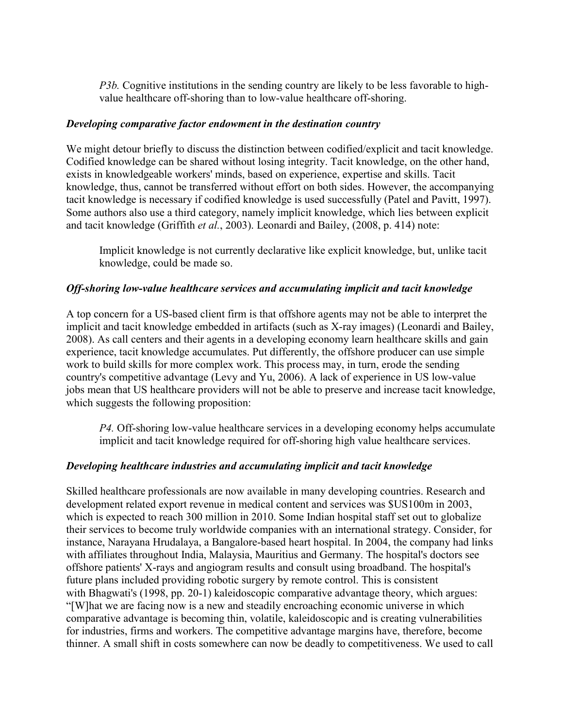> *P3b.* Cognitive institutions in the sending country are likely to be less favorable to high-value healthcare off-shoring than to low-value healthcare off-shoring.

### *Developing comparative factor endowment in the destination country*

We might detour briefly to discuss the distinction between codified/explicit and tacit knowledge. Codified knowledge can be shared without losing integrity. Tacit knowledge, on the other hand, exists in knowledgeable workers' minds, based on experience, expertise and skills. Tacit knowledge, thus, cannot be transferred without effort on both sides. However, the accompanying tacit knowledge is necessary if codified knowledge is used successfully (Patel and Pavitt, 1997). Some authors also use a third category, namely implicit knowledge, which lies between explicit and tacit knowledge (Griffith *et al.*, 2003). Leonardi and Bailey, (2008, p. 414) note:

> Implicit knowledge is not currently declarative like explicit knowledge, but, unlike tacit knowledge, could be made so.

### *Off-shoring low-value healthcare services and accumulating implicit and tacit knowledge*

A top concern for a US-based client firm is that offshore agents may not be able to interpret the implicit and tacit knowledge embedded in artifacts (such as X-ray images) (Leonardi and Bailey, 2008). As call centers and their agents in a developing economy learn healthcare skills and gain experience, tacit knowledge accumulates. Put differently, the offshore producer can use simple work to build skills for more complex work. This process may, in turn, erode the sending country's competitive advantage (Levy and Yu, 2006). A lack of experience in US low-value jobs mean that US healthcare providers will not be able to preserve and increase tacit knowledge, which suggests the following proposition:

> *P4.* Off-shoring low-value healthcare services in a developing economy helps accumulate implicit and tacit knowledge required for off-shoring high value healthcare services.

### *Developing healthcare industries and accumulating implicit and tacit knowledge*

Skilled healthcare professionals are now available in many developing countries. Research and development related export revenue in medical content and services was $US100m in 2003, which is expected to reach 300 million in 2010. Some Indian hospital staff set out to globalize their services to become truly worldwide companies with an international strategy. Consider, for instance, Narayana Hrudalaya, a Bangalore-based heart hospital. In 2004, the company had links with affiliates throughout India, Malaysia, Mauritius and Germany. The hospital's doctors see offshore patients' X-rays and angiogram results and consult using broadband. The hospital's future plans included providing robotic surgery by remote control. This is consistent with Bhagwati's (1998, pp. 20-1) kaleidoscopic comparative advantage theory, which argues: "[W]hat we are facing now is a new and steadily encroaching economic universe in which comparative advantage is becoming thin, volatile, kaleidoscopic and is creating vulnerabilities for industries, firms and workers. The competitive advantage margins have, therefore, become thinner. A small shift in costs somewhere can now be deadly to competitiveness. We used to call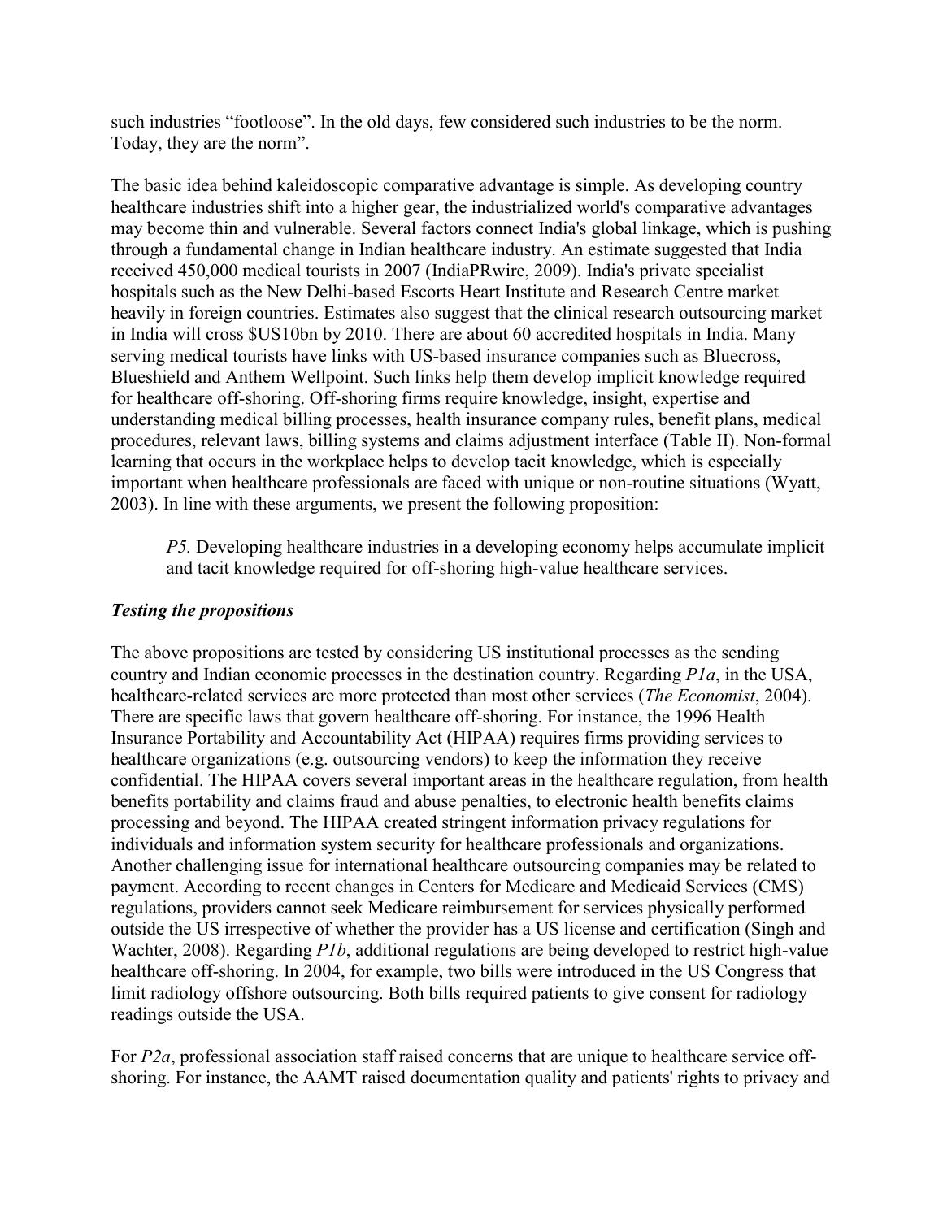such industries "footloose". In the old days, few considered such industries to be the norm. Today, they are the norm".

The basic idea behind kaleidoscopic comparative advantage is simple. As developing country healthcare industries shift into a higher gear, the industrialized world's comparative advantages may become thin and vulnerable. Several factors connect India's global linkage, which is pushing through a fundamental change in Indian healthcare industry. An estimate suggested that India received 450,000 medical tourists in 2007 (IndiaPRwire, 2009). India's private specialist hospitals such as the New Delhi-based Escorts Heart Institute and Research Centre market heavily in foreign countries. Estimates also suggest that the clinical research outsourcing market in India will cross $US10bn by 2010. There are about 60 accredited hospitals in India. Many serving medical tourists have links with US-based insurance companies such as Bluecross, Blueshield and Anthem Wellpoint. Such links help them develop implicit knowledge required for healthcare off-shoring. Off-shoring firms require knowledge, insight, expertise and understanding medical billing processes, health insurance company rules, benefit plans, medical procedures, relevant laws, billing systems and claims adjustment interface (Table II). Non-formal learning that occurs in the workplace helps to develop tacit knowledge, which is especially important when healthcare professionals are faced with unique or non-routine situations (Wyatt, 2003). In line with these arguments, we present the following proposition:

> *P5.* Developing healthcare industries in a developing economy helps accumulate implicit and tacit knowledge required for off-shoring high-value healthcare services.

### *Testing the propositions*

The above propositions are tested by considering US institutional processes as the sending country and Indian economic processes in the destination country. Regarding *P1a*, in the USA, healthcare-related services are more protected than most other services (*The Economist*, 2004). There are specific laws that govern healthcare off-shoring. For instance, the 1996 Health Insurance Portability and Accountability Act (HIPAA) requires firms providing services to healthcare organizations (e.g. outsourcing vendors) to keep the information they receive confidential. The HIPAA covers several important areas in the healthcare regulation, from health benefits portability and claims fraud and abuse penalties, to electronic health benefits claims processing and beyond. The HIPAA created stringent information privacy regulations for individuals and information system security for healthcare professionals and organizations. Another challenging issue for international healthcare outsourcing companies may be related to payment. According to recent changes in Centers for Medicare and Medicaid Services (CMS) regulations, providers cannot seek Medicare reimbursement for services physically performed outside the US irrespective of whether the provider has a US license and certification (Singh and Wachter, 2008). Regarding *P1b*, additional regulations are being developed to restrict high-value healthcare off-shoring. In 2004, for example, two bills were introduced in the US Congress that limit radiology offshore outsourcing. Both bills required patients to give consent for radiology readings outside the USA.

For *P2a*, professional association staff raised concerns that are unique to healthcare service off-shoring. For instance, the AAMT raised documentation quality and patients' rights to privacy and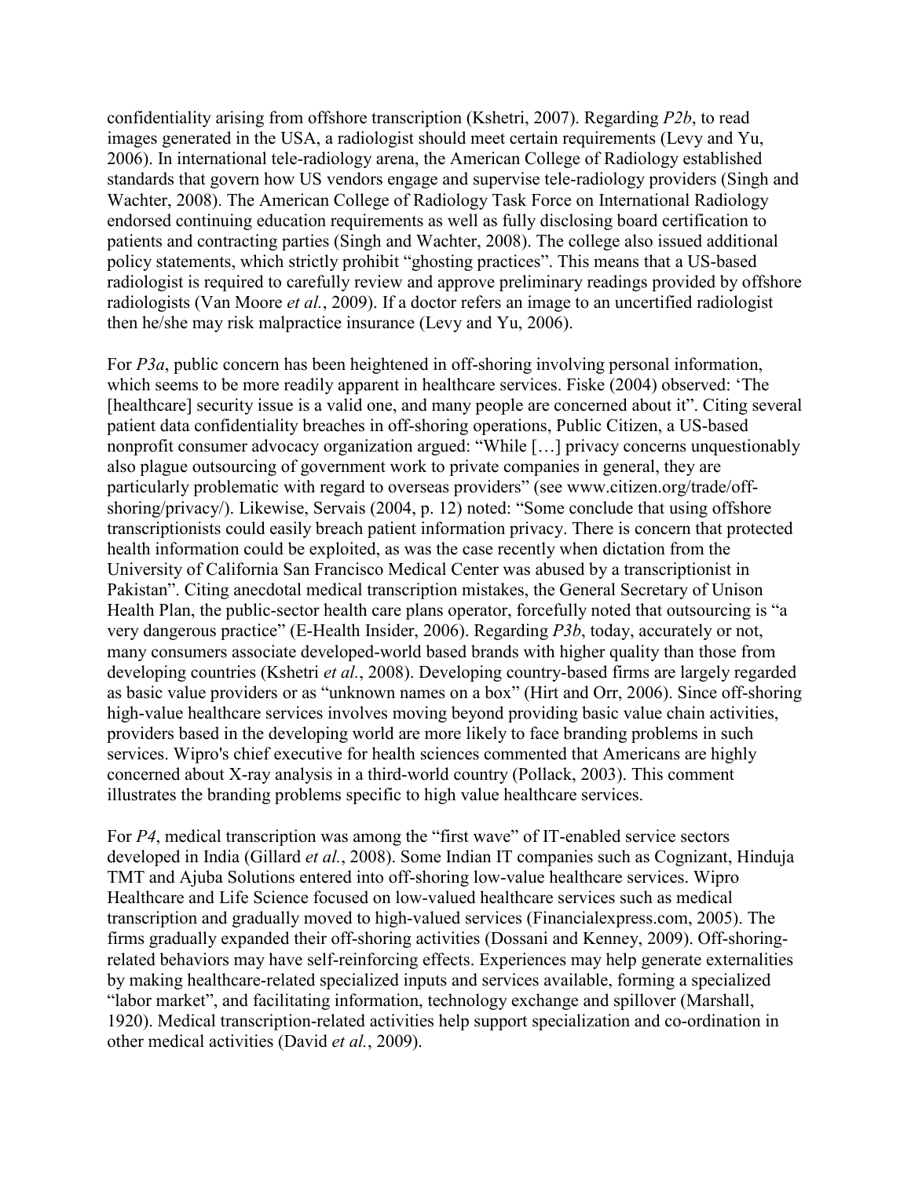confidentiality arising from offshore transcription (Kshetri, 2007). Regarding *P2b*, to read images generated in the USA, a radiologist should meet certain requirements (Levy and Yu, 2006). In international tele-radiology arena, the American College of Radiology established standards that govern how US vendors engage and supervise tele-radiology providers (Singh and Wachter, 2008). The American College of Radiology Task Force on International Radiology endorsed continuing education requirements as well as fully disclosing board certification to patients and contracting parties (Singh and Wachter, 2008). The college also issued additional policy statements, which strictly prohibit "ghosting practices". This means that a US-based radiologist is required to carefully review and approve preliminary readings provided by offshore radiologists (Van Moore *et al.*, 2009). If a doctor refers an image to an uncertified radiologist then he/she may risk malpractice insurance (Levy and Yu, 2006).

For *P3a*, public concern has been heightened in off-shoring involving personal information, which seems to be more readily apparent in healthcare services. Fiske (2004) observed: 'The [healthcare] security issue is a valid one, and many people are concerned about it". Citing several patient data confidentiality breaches in off-shoring operations, Public Citizen, a US-based nonprofit consumer advocacy organization argued: "While […] privacy concerns unquestionably also plague outsourcing of government work to private companies in general, they are particularly problematic with regard to overseas providers" (see www.citizen.org/trade/off-shoring/privacy/). Likewise, Servais (2004, p. 12) noted: "Some conclude that using offshore transcriptionists could easily breach patient information privacy. There is concern that protected health information could be exploited, as was the case recently when dictation from the University of California San Francisco Medical Center was abused by a transcriptionist in Pakistan". Citing anecdotal medical transcription mistakes, the General Secretary of Unison Health Plan, the public-sector health care plans operator, forcefully noted that outsourcing is "a very dangerous practice" (E-Health Insider, 2006). Regarding *P3b*, today, accurately or not, many consumers associate developed-world based brands with higher quality than those from developing countries (Kshetri *et al.*, 2008). Developing country-based firms are largely regarded as basic value providers or as "unknown names on a box" (Hirt and Orr, 2006). Since off-shoring high-value healthcare services involves moving beyond providing basic value chain activities, providers based in the developing world are more likely to face branding problems in such services. Wipro's chief executive for health sciences commented that Americans are highly concerned about X-ray analysis in a third-world country (Pollack, 2003). This comment illustrates the branding problems specific to high value healthcare services.

For *P4*, medical transcription was among the "first wave" of IT-enabled service sectors developed in India (Gillard *et al.*, 2008). Some Indian IT companies such as Cognizant, Hinduja TMT and Ajuba Solutions entered into off-shoring low-value healthcare services. Wipro Healthcare and Life Science focused on low-valued healthcare services such as medical transcription and gradually moved to high-valued services (Financialexpress.com, 2005). The firms gradually expanded their off-shoring activities (Dossani and Kenney, 2009). Off-shoring-related behaviors may have self-reinforcing effects. Experiences may help generate externalities by making healthcare-related specialized inputs and services available, forming a specialized "labor market", and facilitating information, technology exchange and spillover (Marshall, 1920). Medical transcription-related activities help support specialization and co-ordination in other medical activities (David *et al.*, 2009).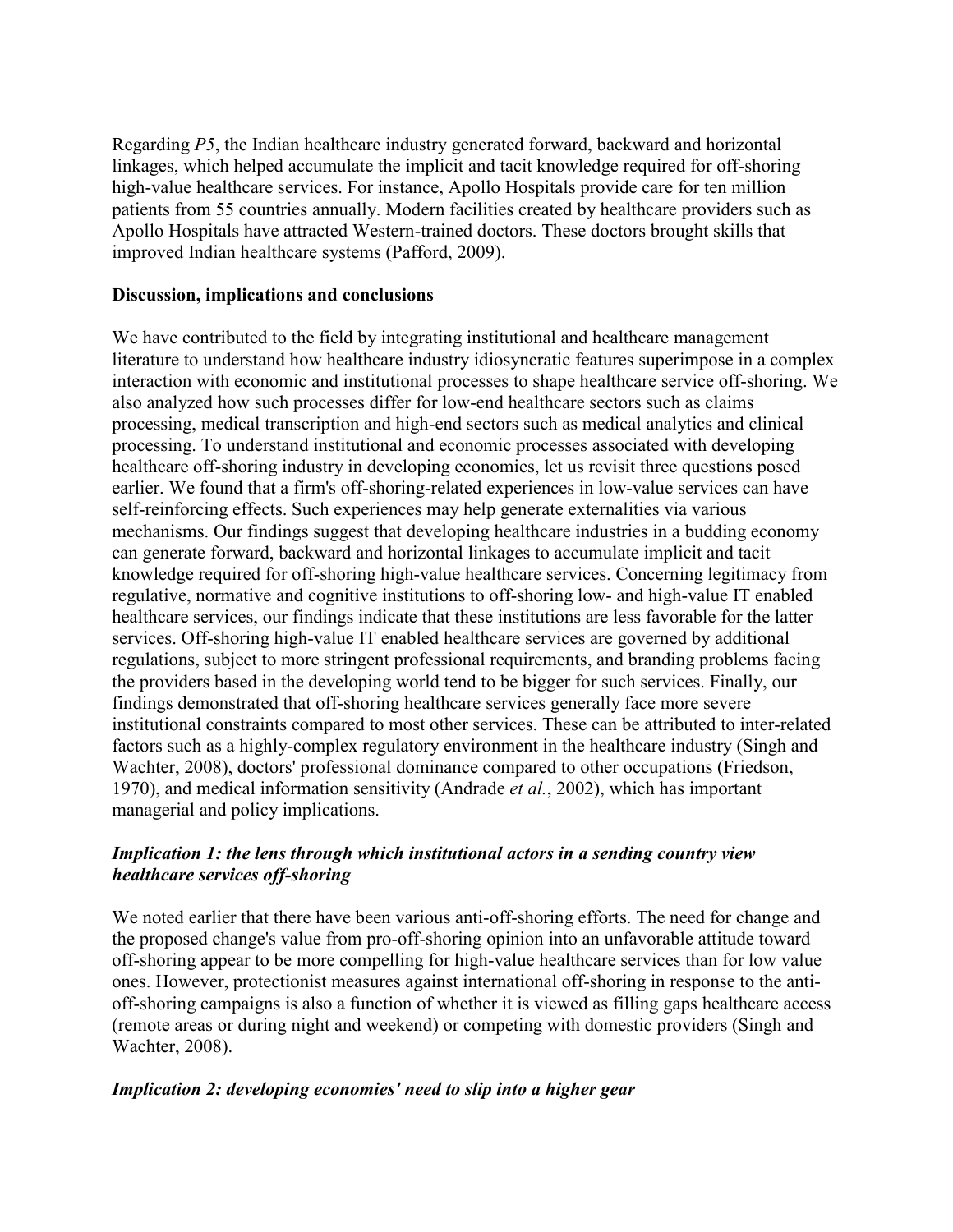Regarding *P5*, the Indian healthcare industry generated forward, backward and horizontal linkages, which helped accumulate the implicit and tacit knowledge required for off-shoring high-value healthcare services. For instance, Apollo Hospitals provide care for ten million patients from 55 countries annually. Modern facilities created by healthcare providers such as Apollo Hospitals have attracted Western-trained doctors. These doctors brought skills that improved Indian healthcare systems (Pafford, 2009).

**Discussion, implications and conclusions**

We have contributed to the field by integrating institutional and healthcare management literature to understand how healthcare industry idiosyncratic features superimpose in a complex interaction with economic and institutional processes to shape healthcare service off-shoring. We also analyzed how such processes differ for low-end healthcare sectors such as claims processing, medical transcription and high-end sectors such as medical analytics and clinical processing. To understand institutional and economic processes associated with developing healthcare off-shoring industry in developing economies, let us revisit three questions posed earlier. We found that a firm's off-shoring-related experiences in low-value services can have self-reinforcing effects. Such experiences may help generate externalities via various mechanisms. Our findings suggest that developing healthcare industries in a budding economy can generate forward, backward and horizontal linkages to accumulate implicit and tacit knowledge required for off-shoring high-value healthcare services. Concerning legitimacy from regulative, normative and cognitive institutions to off-shoring low- and high-value IT enabled healthcare services, our findings indicate that these institutions are less favorable for the latter services. Off-shoring high-value IT enabled healthcare services are governed by additional regulations, subject to more stringent professional requirements, and branding problems facing the providers based in the developing world tend to be bigger for such services. Finally, our findings demonstrated that off-shoring healthcare services generally face more severe institutional constraints compared to most other services. These can be attributed to inter-related factors such as a highly-complex regulatory environment in the healthcare industry (Singh and Wachter, 2008), doctors' professional dominance compared to other occupations (Friedson, 1970), and medical information sensitivity (Andrade *et al.*, 2002), which has important managerial and policy implications.

***Implication 1: the lens through which institutional actors in a sending country view healthcare services off-shoring***

We noted earlier that there have been various anti-off-shoring efforts. The need for change and the proposed change's value from pro-off-shoring opinion into an unfavorable attitude toward off-shoring appear to be more compelling for high-value healthcare services than for low value ones. However, protectionist measures against international off-shoring in response to the anti-off-shoring campaigns is also a function of whether it is viewed as filling gaps healthcare access (remote areas or during night and weekend) or competing with domestic providers (Singh and Wachter, 2008).

***Implication 2: developing economies' need to slip into a higher gear***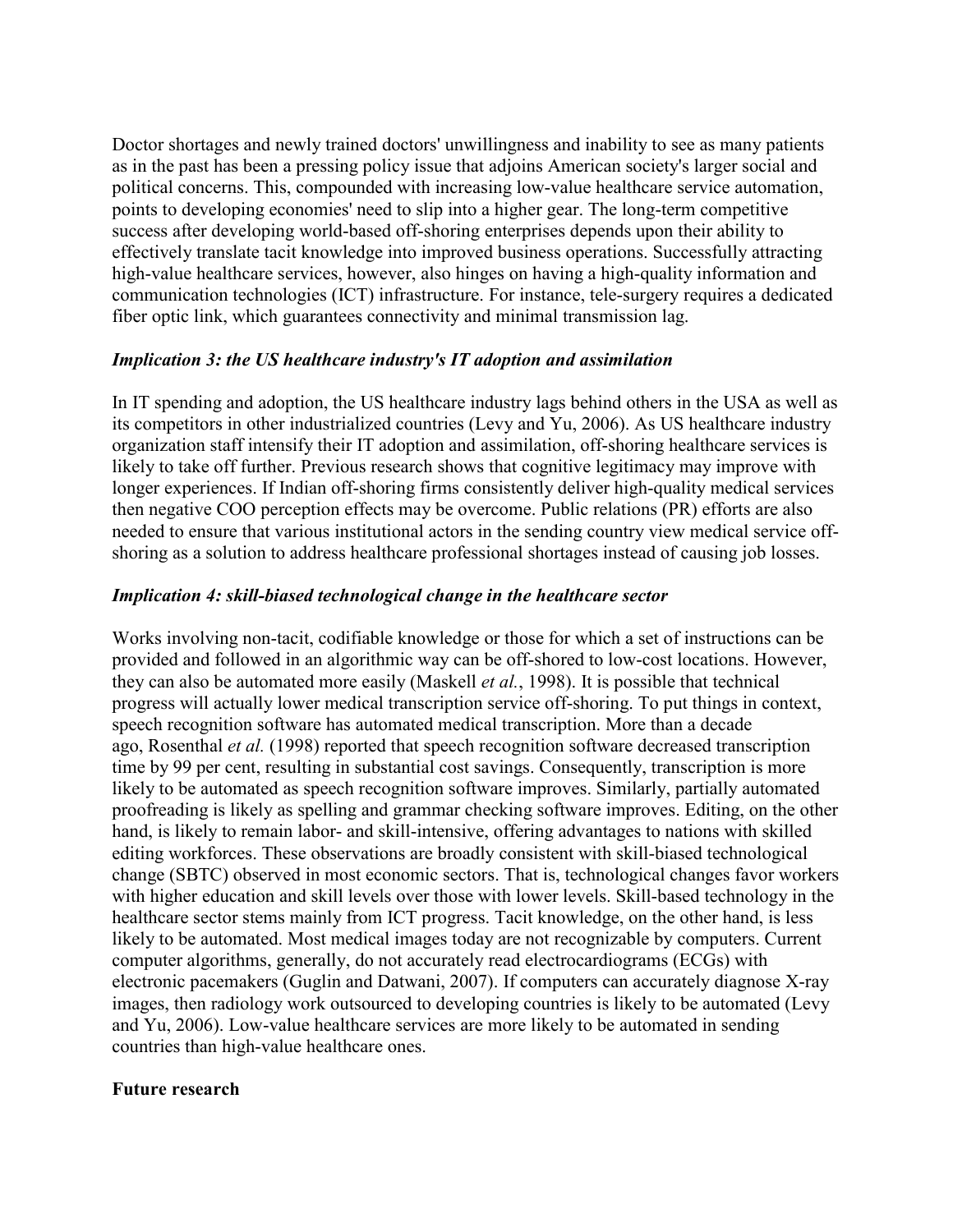Doctor shortages and newly trained doctors' unwillingness and inability to see as many patients as in the past has been a pressing policy issue that adjoins American society's larger social and political concerns. This, compounded with increasing low-value healthcare service automation, points to developing economies' need to slip into a higher gear. The long-term competitive success after developing world-based off-shoring enterprises depends upon their ability to effectively translate tacit knowledge into improved business operations. Successfully attracting high-value healthcare services, however, also hinges on having a high-quality information and communication technologies (ICT) infrastructure. For instance, tele-surgery requires a dedicated fiber optic link, which guarantees connectivity and minimal transmission lag.

### *Implication 3: the US healthcare industry's IT adoption and assimilation*

In IT spending and adoption, the US healthcare industry lags behind others in the USA as well as its competitors in other industrialized countries (Levy and Yu, 2006). As US healthcare industry organization staff intensify their IT adoption and assimilation, off-shoring healthcare services is likely to take off further. Previous research shows that cognitive legitimacy may improve with longer experiences. If Indian off-shoring firms consistently deliver high-quality medical services then negative COO perception effects may be overcome. Public relations (PR) efforts are also needed to ensure that various institutional actors in the sending country view medical service off-shoring as a solution to address healthcare professional shortages instead of causing job losses.

### *Implication 4: skill-biased technological change in the healthcare sector*

Works involving non-tacit, codifiable knowledge or those for which a set of instructions can be provided and followed in an algorithmic way can be off-shored to low-cost locations. However, they can also be automated more easily (Maskell *et al.*, 1998). It is possible that technical progress will actually lower medical transcription service off-shoring. To put things in context, speech recognition software has automated medical transcription. More than a decade ago, Rosenthal *et al.* (1998) reported that speech recognition software decreased transcription time by 99 per cent, resulting in substantial cost savings. Consequently, transcription is more likely to be automated as speech recognition software improves. Similarly, partially automated proofreading is likely as spelling and grammar checking software improves. Editing, on the other hand, is likely to remain labor- and skill-intensive, offering advantages to nations with skilled editing workforces. These observations are broadly consistent with skill-biased technological change (SBTC) observed in most economic sectors. That is, technological changes favor workers with higher education and skill levels over those with lower levels. Skill-based technology in the healthcare sector stems mainly from ICT progress. Tacit knowledge, on the other hand, is less likely to be automated. Most medical images today are not recognizable by computers. Current computer algorithms, generally, do not accurately read electrocardiograms (ECGs) with electronic pacemakers (Guglin and Datwani, 2007). If computers can accurately diagnose X-ray images, then radiology work outsourced to developing countries is likely to be automated (Levy and Yu, 2006). Low-value healthcare services are more likely to be automated in sending countries than high-value healthcare ones.

## Future research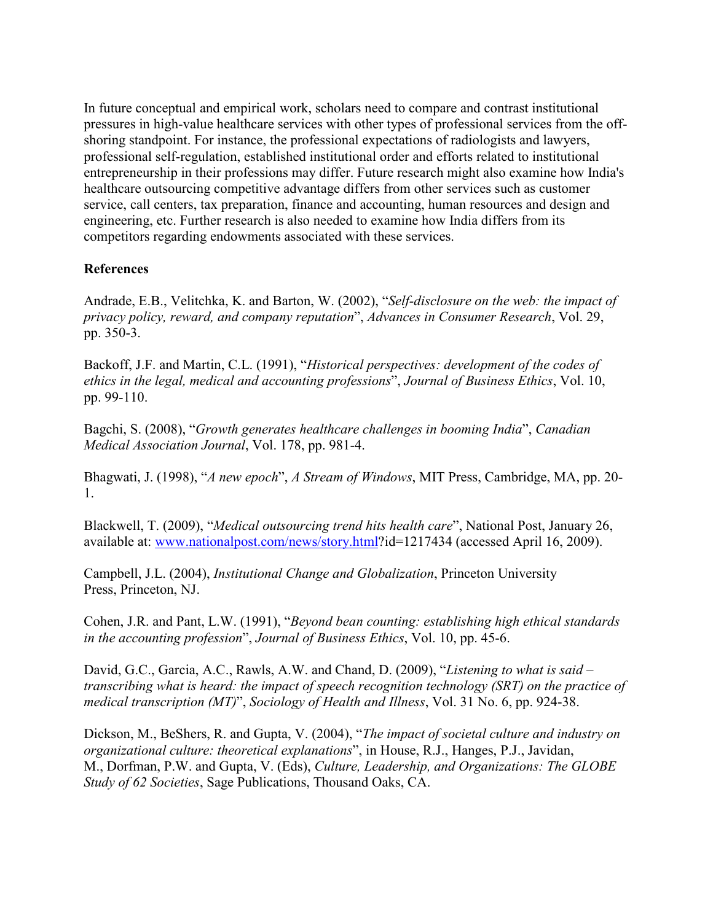In future conceptual and empirical work, scholars need to compare and contrast institutional pressures in high-value healthcare services with other types of professional services from the off-shoring standpoint. For instance, the professional expectations of radiologists and lawyers, professional self-regulation, established institutional order and efforts related to institutional entrepreneurship in their professions may differ. Future research might also examine how India's healthcare outsourcing competitive advantage differs from other services such as customer service, call centers, tax preparation, finance and accounting, human resources and design and engineering, etc. Further research is also needed to examine how India differs from its competitors regarding endowments associated with these services.

## References

Andrade, E.B., Velitchka, K. and Barton, W. (2002), "*Self-disclosure on the web: the impact of privacy policy, reward, and company reputation*", *Advances in Consumer Research*, Vol. 29, pp. 350-3.

Backoff, J.F. and Martin, C.L. (1991), "*Historical perspectives: development of the codes of ethics in the legal, medical and accounting professions*", *Journal of Business Ethics*, Vol. 10, pp. 99-110.

Bagchi, S. (2008), "*Growth generates healthcare challenges in booming India*", *Canadian Medical Association Journal*, Vol. 178, pp. 981-4.

Bhagwati, J. (1998), "*A new epoch*", *A Stream of Windows*, MIT Press, Cambridge, MA, pp. 20-1.

Blackwell, T. (2009), "*Medical outsourcing trend hits health care*", National Post, January 26, available at: www.nationalpost.com/news/story.html?id=1217434 (accessed April 16, 2009).

Campbell, J.L. (2004), *Institutional Change and Globalization*, Princeton University Press, Princeton, NJ.

Cohen, J.R. and Pant, L.W. (1991), "*Beyond bean counting: establishing high ethical standards in the accounting profession*", *Journal of Business Ethics*, Vol. 10, pp. 45-6.

David, G.C., Garcia, A.C., Rawls, A.W. and Chand, D. (2009), "*Listening to what is said – transcribing what is heard: the impact of speech recognition technology (SRT) on the practice of medical transcription (MT)*", *Sociology of Health and Illness*, Vol. 31 No. 6, pp. 924-38.

Dickson, M., BeShers, R. and Gupta, V. (2004), "*The impact of societal culture and industry on organizational culture: theoretical explanations*", in House, R.J., Hanges, P.J., Javidan, M., Dorfman, P.W. and Gupta, V. (Eds), *Culture, Leadership, and Organizations: The GLOBE Study of 62 Societies*, Sage Publications, Thousand Oaks, CA.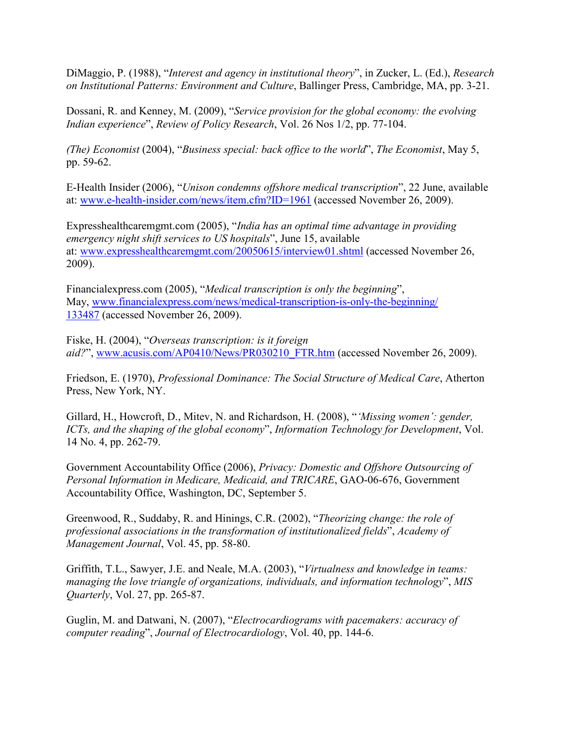DiMaggio, P. (1988), "*Interest and agency in institutional theory*", in Zucker, L. (Ed.), *Research on Institutional Patterns: Environment and Culture*, Ballinger Press, Cambridge, MA, pp. 3-21.

Dossani, R. and Kenney, M. (2009), "*Service provision for the global economy: the evolving Indian experience*", *Review of Policy Research*, Vol. 26 Nos 1/2, pp. 77-104.

*(The) Economist* (2004), "*Business special: back office to the world*", *The Economist*, May 5, pp. 59-62.

E-Health Insider (2006), "*Unison condemns offshore medical transcription*", 22 June, available at: www.e-health-insider.com/news/item.cfm?ID=1961 (accessed November 26, 2009).

Expresshealthcaremgmt.com (2005), "*India has an optimal time advantage in providing emergency night shift services to US hospitals*", June 15, available at: www.expresshealthcaremgmt.com/20050615/interview01.shtml (accessed November 26, 2009).

Financialexpress.com (2005), "*Medical transcription is only the beginning*", May, www.financialexpress.com/news/medical-transcription-is-only-the-beginning/133487 (accessed November 26, 2009).

Fiske, H. (2004), "*Overseas transcription: is it foreign aid?*", www.acusis.com/AP0410/News/PR030210_FTR.htm (accessed November 26, 2009).

Friedson, E. (1970), *Professional Dominance: The Social Structure of Medical Care*, Atherton Press, New York, NY.

Gillard, H., Howcroft, D., Mitev, N. and Richardson, H. (2008), "*'Missing women': gender, ICTs, and the shaping of the global economy*", *Information Technology for Development*, Vol. 14 No. 4, pp. 262-79.

Government Accountability Office (2006), *Privacy: Domestic and Offshore Outsourcing of Personal Information in Medicare, Medicaid, and TRICARE*, GAO-06-676, Government Accountability Office, Washington, DC, September 5.

Greenwood, R., Suddaby, R. and Hinings, C.R. (2002), "*Theorizing change: the role of professional associations in the transformation of institutionalized fields*", *Academy of Management Journal*, Vol. 45, pp. 58-80.

Griffith, T.L., Sawyer, J.E. and Neale, M.A. (2003), "*Virtualness and knowledge in teams: managing the love triangle of organizations, individuals, and information technology*", *MIS Quarterly*, Vol. 27, pp. 265-87.

Guglin, M. and Datwani, N. (2007), "*Electrocardiograms with pacemakers: accuracy of computer reading*", *Journal of Electrocardiology*, Vol. 40, pp. 144-6.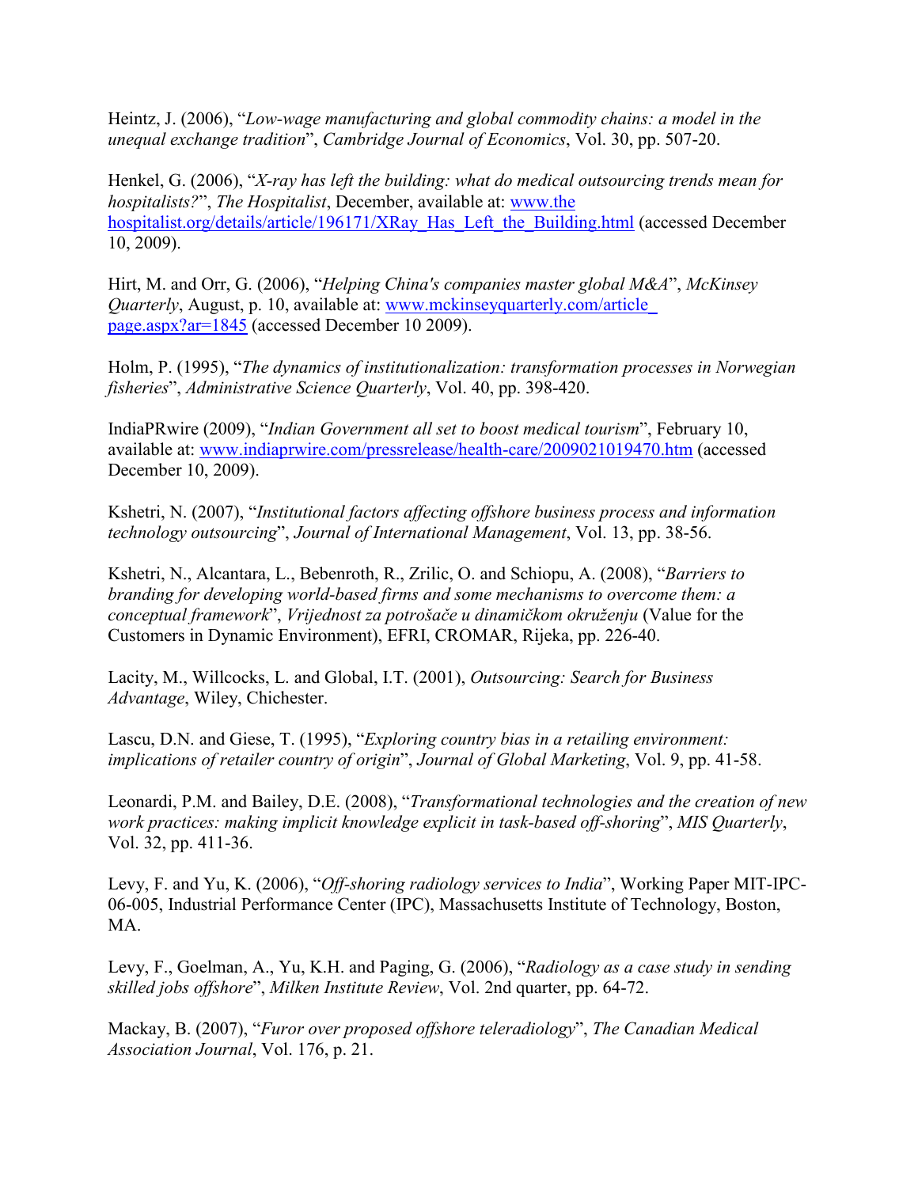Heintz, J. (2006), "*Low-wage manufacturing and global commodity chains: a model in the unequal exchange tradition*", *Cambridge Journal of Economics*, Vol. 30, pp. 507-20.

Henkel, G. (2006), "*X-ray has left the building: what do medical outsourcing trends mean for hospitalists?*", *The Hospitalist*, December, available at: www.the hospitalist.org/details/article/196171/XRay_Has_Left_the_Building.html (accessed December 10, 2009).

Hirt, M. and Orr, G. (2006), "*Helping China's companies master global M&A*", *McKinsey Quarterly*, August, p. 10, available at: www.mckinseyquarterly.com/article_ page.aspx?ar=1845 (accessed December 10 2009).

Holm, P. (1995), "*The dynamics of institutionalization: transformation processes in Norwegian fisheries*", *Administrative Science Quarterly*, Vol. 40, pp. 398-420.

IndiaPRwire (2009), "*Indian Government all set to boost medical tourism*", February 10, available at: www.indiaprwire.com/pressrelease/health-care/2009021019470.htm (accessed December 10, 2009).

Kshetri, N. (2007), "*Institutional factors affecting offshore business process and information technology outsourcing*", *Journal of International Management*, Vol. 13, pp. 38-56.

Kshetri, N., Alcantara, L., Bebenroth, R., Zrilic, O. and Schiopu, A. (2008), "*Barriers to branding for developing world-based firms and some mechanisms to overcome them: a conceptual framework*", *Vrijednost za potrošače u dinamičkom okruženju* (Value for the Customers in Dynamic Environment), EFRI, CROMAR, Rijeka, pp. 226-40.

Lacity, M., Willcocks, L. and Global, I.T. (2001), *Outsourcing: Search for Business Advantage*, Wiley, Chichester.

Lascu, D.N. and Giese, T. (1995), "*Exploring country bias in a retailing environment: implications of retailer country of origin*", *Journal of Global Marketing*, Vol. 9, pp. 41-58.

Leonardi, P.M. and Bailey, D.E. (2008), "*Transformational technologies and the creation of new work practices: making implicit knowledge explicit in task-based off-shoring*", *MIS Quarterly*, Vol. 32, pp. 411-36.

Levy, F. and Yu, K. (2006), "*Off-shoring radiology services to India*", Working Paper MIT-IPC-06-005, Industrial Performance Center (IPC), Massachusetts Institute of Technology, Boston, MA.

Levy, F., Goelman, A., Yu, K.H. and Paging, G. (2006), "*Radiology as a case study in sending skilled jobs offshore*", *Milken Institute Review*, Vol. 2nd quarter, pp. 64-72.

Mackay, B. (2007), "*Furor over proposed offshore teleradiology*", *The Canadian Medical Association Journal*, Vol. 176, p. 21.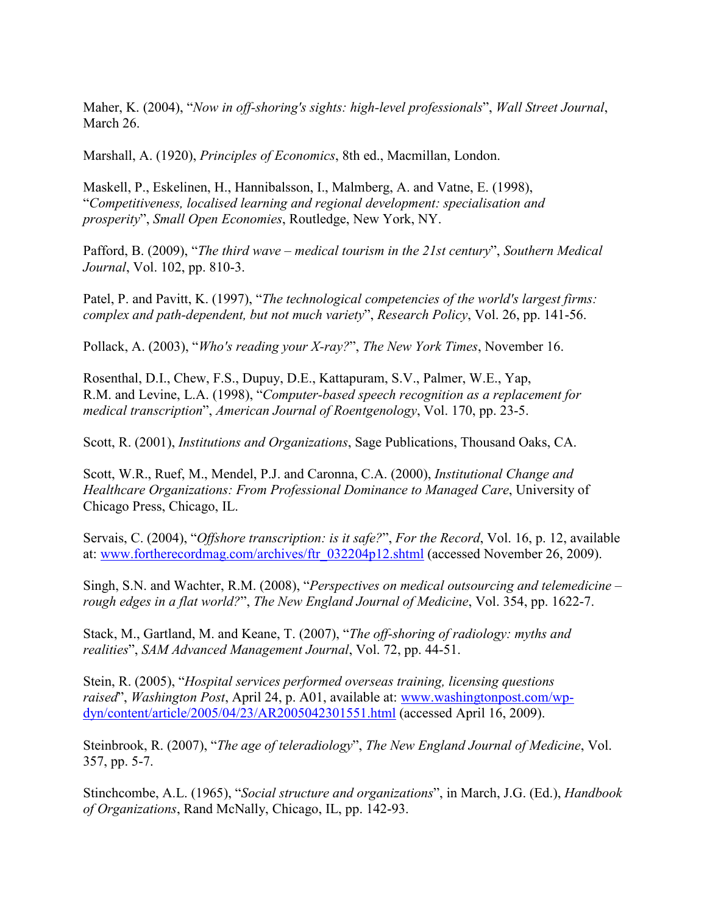Maher, K. (2004), "*Now in off-shoring's sights: high-level professionals*", *Wall Street Journal*, March 26.

Marshall, A. (1920), *Principles of Economics*, 8th ed., Macmillan, London.

Maskell, P., Eskelinen, H., Hannibalsson, I., Malmberg, A. and Vatne, E. (1998), "*Competitiveness, localised learning and regional development: specialisation and prosperity*", *Small Open Economies*, Routledge, New York, NY.

Pafford, B. (2009), "*The third wave – medical tourism in the 21st century*", *Southern Medical Journal*, Vol. 102, pp. 810-3.

Patel, P. and Pavitt, K. (1997), "*The technological competencies of the world's largest firms: complex and path-dependent, but not much variety*", *Research Policy*, Vol. 26, pp. 141-56.

Pollack, A. (2003), "*Who's reading your X-ray?*", *The New York Times*, November 16.

Rosenthal, D.I., Chew, F.S., Dupuy, D.E., Kattapuram, S.V., Palmer, W.E., Yap, R.M. and Levine, L.A. (1998), "*Computer-based speech recognition as a replacement for medical transcription*", *American Journal of Roentgenology*, Vol. 170, pp. 23-5.

Scott, R. (2001), *Institutions and Organizations*, Sage Publications, Thousand Oaks, CA.

Scott, W.R., Ruef, M., Mendel, P.J. and Caronna, C.A. (2000), *Institutional Change and Healthcare Organizations: From Professional Dominance to Managed Care*, University of Chicago Press, Chicago, IL.

Servais, C. (2004), "*Offshore transcription: is it safe?*", *For the Record*, Vol. 16, p. 12, available at: www.fortherecordmag.com/archives/ftr_032204p12.shtml (accessed November 26, 2009).

Singh, S.N. and Wachter, R.M. (2008), "*Perspectives on medical outsourcing and telemedicine – rough edges in a flat world?*", *The New England Journal of Medicine*, Vol. 354, pp. 1622-7.

Stack, M., Gartland, M. and Keane, T. (2007), "*The off-shoring of radiology: myths and realities*", *SAM Advanced Management Journal*, Vol. 72, pp. 44-51.

Stein, R. (2005), "*Hospital services performed overseas training, licensing questions raised*", *Washington Post*, April 24, p. A01, available at: www.washingtonpost.com/wp-dyn/content/article/2005/04/23/AR2005042301551.html (accessed April 16, 2009).

Steinbrook, R. (2007), "*The age of teleradiology*", *The New England Journal of Medicine*, Vol. 357, pp. 5-7.

Stinchcombe, A.L. (1965), "*Social structure and organizations*", in March, J.G. (Ed.), *Handbook of Organizations*, Rand McNally, Chicago, IL, pp. 142-93.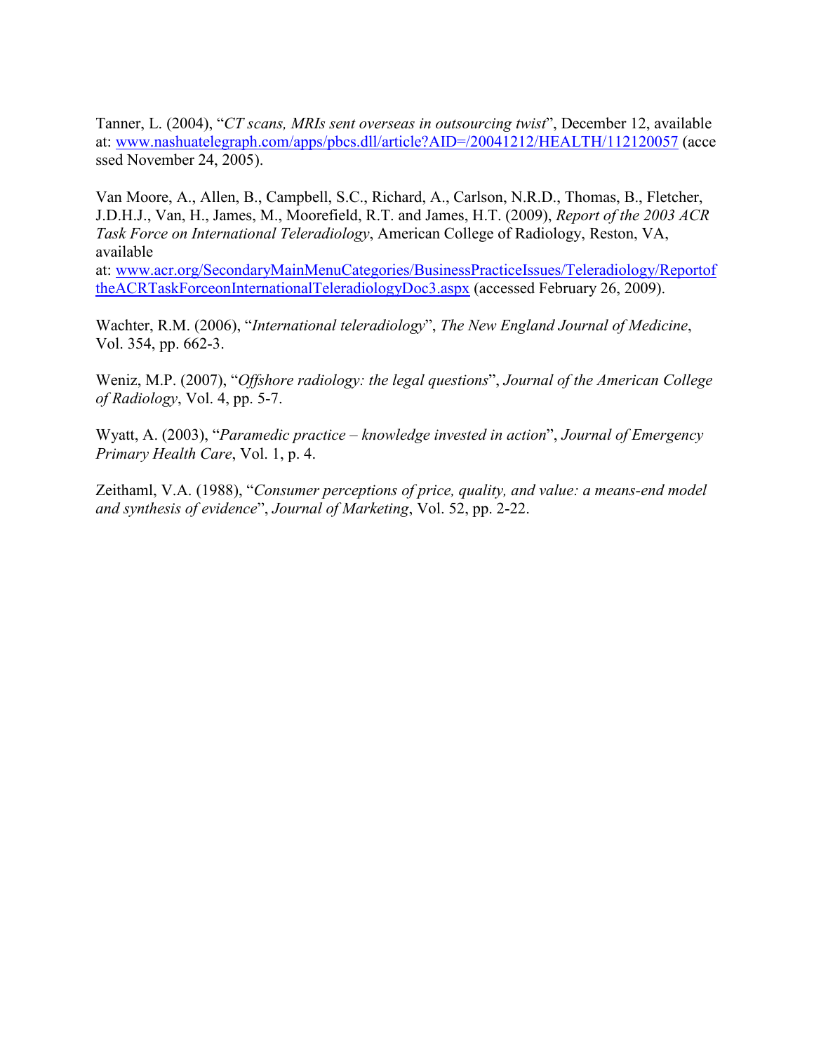Tanner, L. (2004), "*CT scans, MRIs sent overseas in outsourcing twist*", December 12, available at: www.nashuatelegraph.com/apps/pbcs.dll/article?AID=/20041212/HEALTH/112120057 (accessed November 24, 2005).

Van Moore, A., Allen, B., Campbell, S.C., Richard, A., Carlson, N.R.D., Thomas, B., Fletcher, J.D.H.J., Van, H., James, M., Moorefield, R.T. and James, H.T. (2009), *Report of the 2003 ACR Task Force on International Teleradiology*, American College of Radiology, Reston, VA, available at: www.acr.org/SecondaryMainMenuCategories/BusinessPracticeIssues/Teleradiology/ReportoftheACRTaskForceonInternationalTeleradiologyDoc3.aspx (accessed February 26, 2009).

Wachter, R.M. (2006), "*International teleradiology*", *The New England Journal of Medicine*, Vol. 354, pp. 662-3.

Weniz, M.P. (2007), "*Offshore radiology: the legal questions*", *Journal of the American College of Radiology*, Vol. 4, pp. 5-7.

Wyatt, A. (2003), "*Paramedic practice – knowledge invested in action*", *Journal of Emergency Primary Health Care*, Vol. 1, p. 4.

Zeithaml, V.A. (1988), "*Consumer perceptions of price, quality, and value: a means-end model and synthesis of evidence*", *Journal of Marketing*, Vol. 52, pp. 2-22.